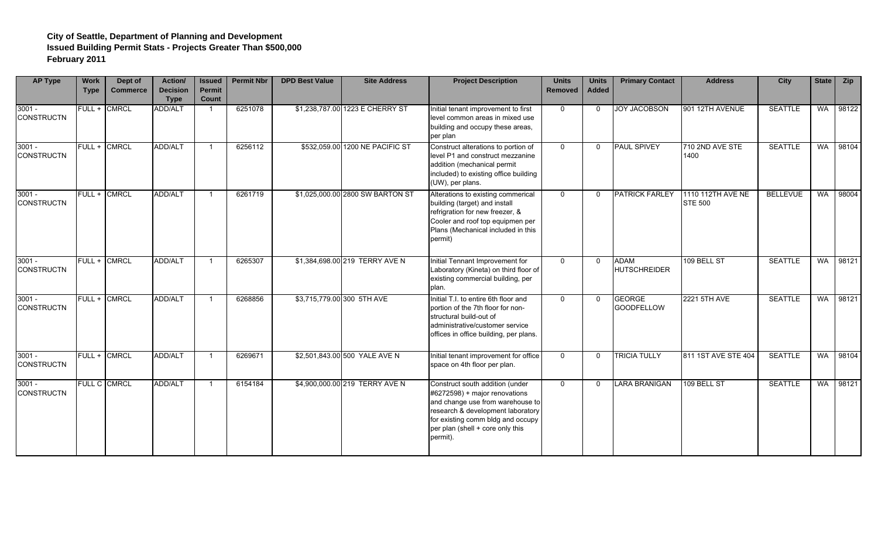**City of Seattle, Department of Planning and Development**
**Issued Building Permit Stats - Projects Greater Than $500,000**
**February 2011**

| AP Type | Work Type | Dept of Commerce | Action/ Decision Type | Issued Permit Count | Permit Nbr | DPD Best Value | Site Address | Project Description | Units Removed | Units Added | Primary Contact | Address | City | State | Zip |
|---|---|---|---|---|---|---|---|---|---|---|---|---|---|---|---|
| 3001 - CONSTRUCTN | FULL + | CMRCL | ADD/ALT | 1 | 6251078 | $1,238,787.00 | 1223 E CHERRY ST | Initial tenant improvement to first level common areas in mixed use building and occupy these areas, per plan | 0 | 0 | JOY JACOBSON | 901 12TH AVENUE | SEATTLE | WA | 98122 |
| 3001 - CONSTRUCTN | FULL + | CMRCL | ADD/ALT | 1 | 6256112 | $532,059.00 | 1200 NE PACIFIC ST | Construct alterations to portion of level P1 and construct mezzanine addition (mechanical permit included) to existing office building (UW), per plans. | 0 | 0 | PAUL SPIVEY | 710 2ND AVE STE 1400 | SEATTLE | WA | 98104 |
| 3001 - CONSTRUCTN | FULL + | CMRCL | ADD/ALT | 1 | 6261719 | $1,025,000.00 | 2800 SW BARTON ST | Alterations to existing commerical building (target) and install refrigration for new freezer, & Cooler and roof top equipmen per Plans (Mechanical included in this permit) | 0 | 0 | PATRICK FARLEY | 1110 112TH AVE NE STE 500 | BELLEVUE | WA | 98004 |
| 3001 - CONSTRUCTN | FULL + | CMRCL | ADD/ALT | 1 | 6265307 | $1,384,698.00 | 219 TERRY AVE N | Initial Tennant Improvement for Laboratory (Kineta) on third floor of existing commercial building, per plan. | 0 | 0 | ADAM HUTSCHREIDER | 109 BELL ST | SEATTLE | WA | 98121 |
| 3001 - CONSTRUCTN | FULL + | CMRCL | ADD/ALT | 1 | 6268856 | $3,715,779.00 | 300 5TH AVE | Initial T.I. to entire 6th floor and portion of the 7th floor for non-structural build-out of administrative/customer service offices in office building, per plans. | 0 | 0 | GEORGE GOODFELLOW | 2221 5TH AVE | SEATTLE | WA | 98121 |
| 3001 - CONSTRUCTN | FULL + | CMRCL | ADD/ALT | 1 | 6269671 | $2,501,843.00 | 500 YALE AVE N | Initial tenant improvement for office space on 4th floor per plan. | 0 | 0 | TRICIA TULLY | 811 1ST AVE STE 404 | SEATTLE | WA | 98104 |
| 3001 - CONSTRUCTN | FULL C | CMRCL | ADD/ALT | 1 | 6154184 | $4,900,000.00 | 219 TERRY AVE N | Construct south addition (under #6272598) + major renovations and change use from warehouse to research & development laboratory for existing comm bldg and occupy per plan (shell + core only this permit). | 0 | 0 | LARA BRANIGAN | 109 BELL ST | SEATTLE | WA | 98121 |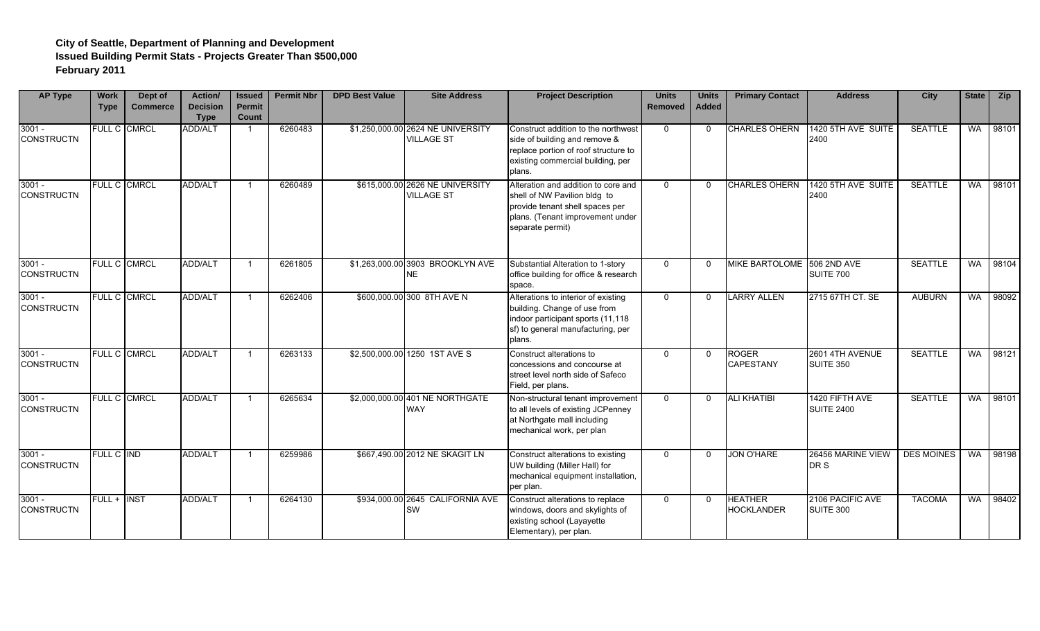**City of Seattle, Department of Planning and Development**
**Issued Building Permit Stats - Projects Greater Than $500,000**
**February 2011**

| AP Type | Work Type | Dept of Commerce | Action/ Decision Type | Issued Permit Count | Permit Nbr | DPD Best Value | Site Address | Project Description | Units Removed | Units Added | Primary Contact | Address | City | State | Zip |
|---|---|---|---|---|---|---|---|---|---|---|---|---|---|---|---|
| 3001 - CONSTRUCTN | FULL C | CMRCL | ADD/ALT | 1 | 6260483 | $1,250,000.00 | 2624 NE UNIVERSITY VILLAGE ST | Construct addition to the northwest side of building and remove & replace portion of roof structure to existing commercial building, per plans. | 0 | 0 | CHARLES OHERN | 1420 5TH AVE SUITE 2400 | SEATTLE | WA | 98101 |
| 3001 - CONSTRUCTN | FULL C | CMRCL | ADD/ALT | 1 | 6260489 | $615,000.00 | 2626 NE UNIVERSITY VILLAGE ST | Alteration and addition to core and shell of NW Pavilion bldg to provide tenant shell spaces per plans. (Tenant improvement under separate permit) | 0 | 0 | CHARLES OHERN | 1420 5TH AVE SUITE 2400 | SEATTLE | WA | 98101 |
| 3001 - CONSTRUCTN | FULL C | CMRCL | ADD/ALT | 1 | 6261805 | $1,263,000.00 | 3903 BROOKLYN AVE NE | Substantial Alteration to 1-story office building for office & research space. | 0 | 0 | MIKE BARTOLOME | 506 2ND AVE SUITE 700 | SEATTLE | WA | 98104 |
| 3001 - CONSTRUCTN | FULL C | CMRCL | ADD/ALT | 1 | 6262406 | $600,000.00 | 300 8TH AVE N | Alterations to interior of existing building. Change of use from indoor participant sports (11,118 sf) to general manufacturing, per plans. | 0 | 0 | LARRY ALLEN | 2715 67TH CT. SE | AUBURN | WA | 98092 |
| 3001 - CONSTRUCTN | FULL C | CMRCL | ADD/ALT | 1 | 6263133 | $2,500,000.00 | 1250 1ST AVE S | Construct alterations to concessions and concourse at street level north side of Safeco Field, per plans. | 0 | 0 | ROGER CAPESTANY | 2601 4TH AVENUE SUITE 350 | SEATTLE | WA | 98121 |
| 3001 - CONSTRUCTN | FULL C | CMRCL | ADD/ALT | 1 | 6265634 | $2,000,000.00 | 401 NE NORTHGATE WAY | Non-structural tenant improvement to all levels of existing JCPenney at Northgate mall including mechanical work, per plan | 0 | 0 | ALI KHATIBI | 1420 FIFTH AVE SUITE 2400 | SEATTLE | WA | 98101 |
| 3001 - CONSTRUCTN | FULL C | IND | ADD/ALT | 1 | 6259986 | $667,490.00 | 2012 NE SKAGIT LN | Construct alterations to existing UW building (Miller Hall) for mechanical equipment installation, per plan. | 0 | 0 | JON O'HARE | 26456 MARINE VIEW DR S | DES MOINES | WA | 98198 |
| 3001 - CONSTRUCTN | FULL + | INST | ADD/ALT | 1 | 6264130 | $934,000.00 | 2645 CALIFORNIA AVE SW | Construct alterations to replace windows, doors and skylights of existing school (Layayette Elementary), per plan. | 0 | 0 | HEATHER HOCKLANDER | 2106 PACIFIC AVE SUITE 300 | TACOMA | WA | 98402 |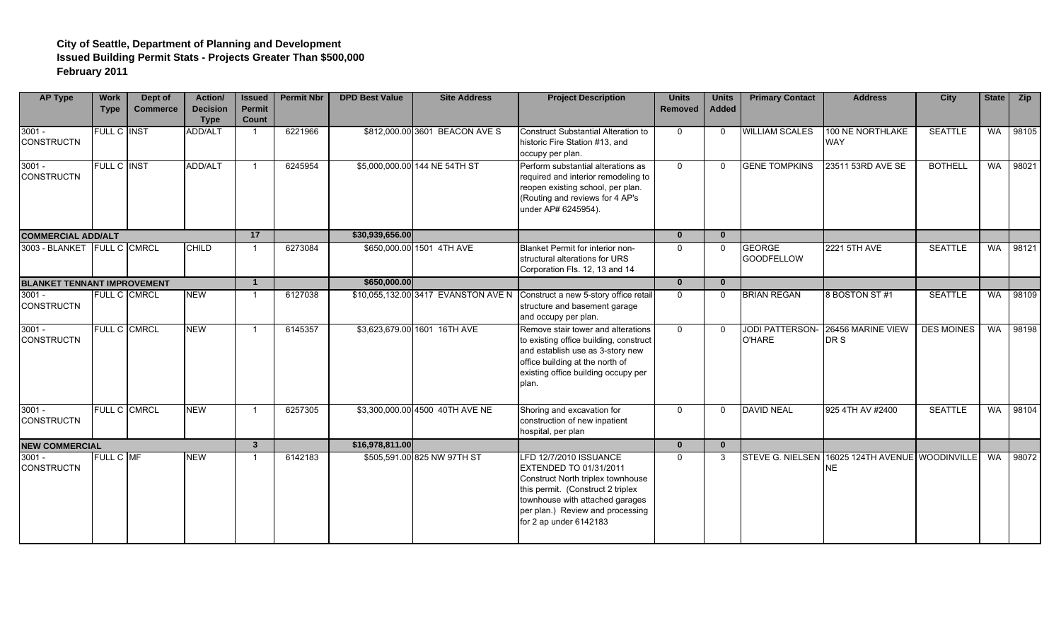**City of Seattle, Department of Planning and Development**
**Issued Building Permit Stats - Projects Greater Than $500,000**
**February 2011**

| AP Type | Work Type | Dept of Commerce | Action/ Decision Type | Issued Permit Count | Permit Nbr | DPD Best Value | Site Address | Project Description | Units Removed | Units Added | Primary Contact | Address | City | State | Zip |
|---|---|---|---|---|---|---|---|---|---|---|---|---|---|---|---|
| 3001 - CONSTRUCTN | FULL C | INST | ADD/ALT | 1 | 6221966 | $812,000.00 | 3601 BEACON AVE S | Construct Substantial Alteration to historic Fire Station #13, and occupy per plan. | 0 | 0 | WILLIAM SCALES | 100 NE NORTHLAKE WAY | SEATTLE | WA | 98105 |
| 3001 - CONSTRUCTN | FULL C | INST | ADD/ALT | 1 | 6245954 | $5,000,000.00 | 144 NE 54TH ST | Perform substantial alterations as required and interior remodeling to reopen existing school, per plan. (Routing and reviews for 4 AP's under AP# 6245954). | 0 | 0 | GENE TOMPKINS | 23511 53RD AVE SE | BOTHELL | WA | 98021 |
| **COMMERCIAL ADD/ALT** | | | | **17** | | **$30,939,656.00** | | | **0** | **0** | | | | | |
| 3003 - BLANKET | FULL C | CMRCL | CHILD | 1 | 6273084 | $650,000.00 | 1501 4TH AVE | Blanket Permit for interior non-structural alterations for URS Corporation Fls. 12, 13 and 14 | 0 | 0 | GEORGE GOODFELLOW | 2221 5TH AVE | SEATTLE | WA | 98121 |
| **BLANKET TENANT IMPROVEMENT** | | | | **1** | | **$650,000.00** | | | **0** | **0** | | | | | |
| 3001 - CONSTRUCTN | FULL C | CMRCL | NEW | 1 | 6127038 | $10,055,132.00 | 3417 EVANSTON AVE N | Construct a new 5-story office retail structure and basement garage and occupy per plan. | 0 | 0 | BRIAN REGAN | 8 BOSTON ST #1 | SEATTLE | WA | 98109 |
| 3001 - CONSTRUCTN | FULL C | CMRCL | NEW | 1 | 6145357 | $3,623,679.00 | 1601 16TH AVE | Remove stair tower and alterations to existing office building, construct and establish use as 3-story new office building at the north of existing office building occupy per plan. | 0 | 0 | JODI PATTERSON-O'HARE | 26456 MARINE VIEW DR S | DES MOINES | WA | 98198 |
| 3001 - CONSTRUCTN | FULL C | CMRCL | NEW | 1 | 6257305 | $3,300,000.00 | 4500 40TH AVE NE | Shoring and excavation for construction of new inpatient hospital, per plan | 0 | 0 | DAVID NEAL | 925 4TH AV #2400 | SEATTLE | WA | 98104 |
| **NEW COMMERCIAL** | | | | **3** | | **$16,978,811.00** | | | **0** | **0** | | | | | |
| 3001 - CONSTRUCTN | FULL C | MF | NEW | 1 | 6142183 | $505,591.00 | 825 NW 97TH ST | LFD 12/7/2010 ISSUANCE EXTENDED TO 01/31/2011 Construct North triplex townhouse this permit. (Construct 2 triplex townhouse with attached garages per plan.) Review and processing for 2 ap under 6142183 | 0 | 3 | STEVE G. NIELSEN | 16025 124TH AVENUE NE | WOODINVILLE | WA | 98072 |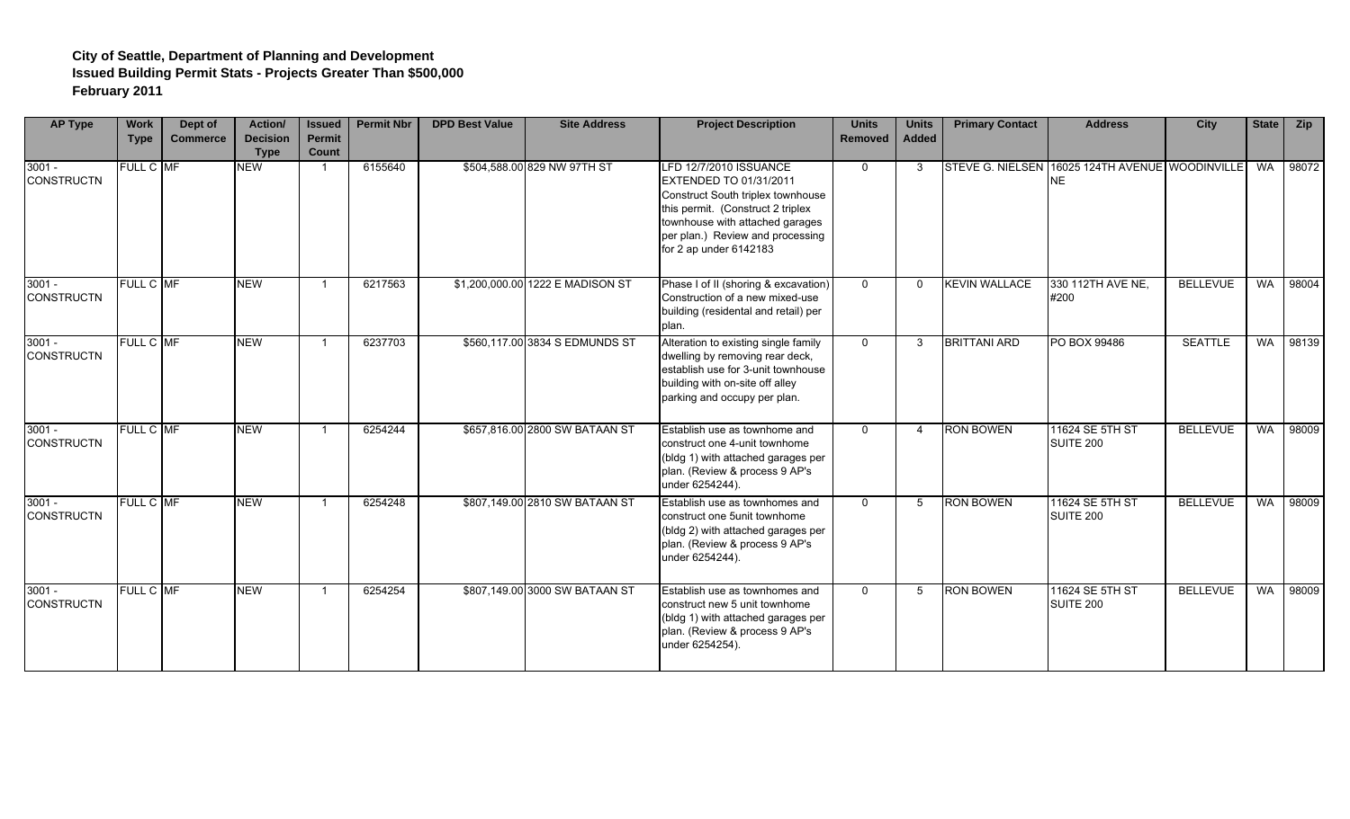**City of Seattle, Department of Planning and Development**
**Issued Building Permit Stats - Projects Greater Than $500,000**
**February 2011**

| AP Type | Work Type | Dept of Commerce | Action/ Decision Type | Issued Permit Count | Permit Nbr | DPD Best Value | Site Address | Project Description | Units Removed | Units Added | Primary Contact | Address | City | State | Zip |
|---|---|---|---|---|---|---|---|---|---|---|---|---|---|---|---|
| 3001 - CONSTRUCTN | FULL C | MF | NEW | 1 | 6155640 | $504,588.00 | 829 NW 97TH ST | LFD 12/7/2010 ISSUANCE EXTENDED TO 01/31/2011 Construct South triplex townhouse this permit. (Construct 2 triplex townhouse with attached garages per plan.) Review and processing for 2 ap under 6142183 | 0 | 3 | STEVE G. NIELSEN | 16025 124TH AVENUE NE | WOODINVILLE | WA | 98072 |
| 3001 - CONSTRUCTN | FULL C | MF | NEW | 1 | 6217563 | $1,200,000.00 | 1222 E MADISON ST | Phase I of II (shoring & excavation) Construction of a new mixed-use building (residental and retail) per plan. | 0 | 0 | KEVIN WALLACE | 330 112TH AVE NE, #200 | BELLEVUE | WA | 98004 |
| 3001 - CONSTRUCTN | FULL C | MF | NEW | 1 | 6237703 | $560,117.00 | 3834 S EDMUNDS ST | Alteration to existing single family dwelling by removing rear deck, establish use for 3-unit townhouse building with on-site off alley parking and occupy per plan. | 0 | 3 | BRITTANI ARD | PO BOX 99486 | SEATTLE | WA | 98139 |
| 3001 - CONSTRUCTN | FULL C | MF | NEW | 1 | 6254244 | $657,816.00 | 2800 SW BATAAN ST | Establish use as townhome and construct one 4-unit townhome (bldg 1) with attached garages per plan. (Review & process 9 AP's under 6254244). | 0 | 4 | RON BOWEN | 11624 SE 5TH ST SUITE 200 | BELLEVUE | WA | 98009 |
| 3001 - CONSTRUCTN | FULL C | MF | NEW | 1 | 6254248 | $807,149.00 | 2810 SW BATAAN ST | Establish use as townhomes and construct one 5unit townhome (bldg 2) with attached garages per plan. (Review & process 9 AP's under 6254244). | 0 | 5 | RON BOWEN | 11624 SE 5TH ST SUITE 200 | BELLEVUE | WA | 98009 |
| 3001 - CONSTRUCTN | FULL C | MF | NEW | 1 | 6254254 | $807,149.00 | 3000 SW BATAAN ST | Establish use as townhomes and construct new 5 unit townhome (bldg 1) with attached garages per plan. (Review & process 9 AP's under 6254254). | 0 | 5 | RON BOWEN | 11624 SE 5TH ST SUITE 200 | BELLEVUE | WA | 98009 |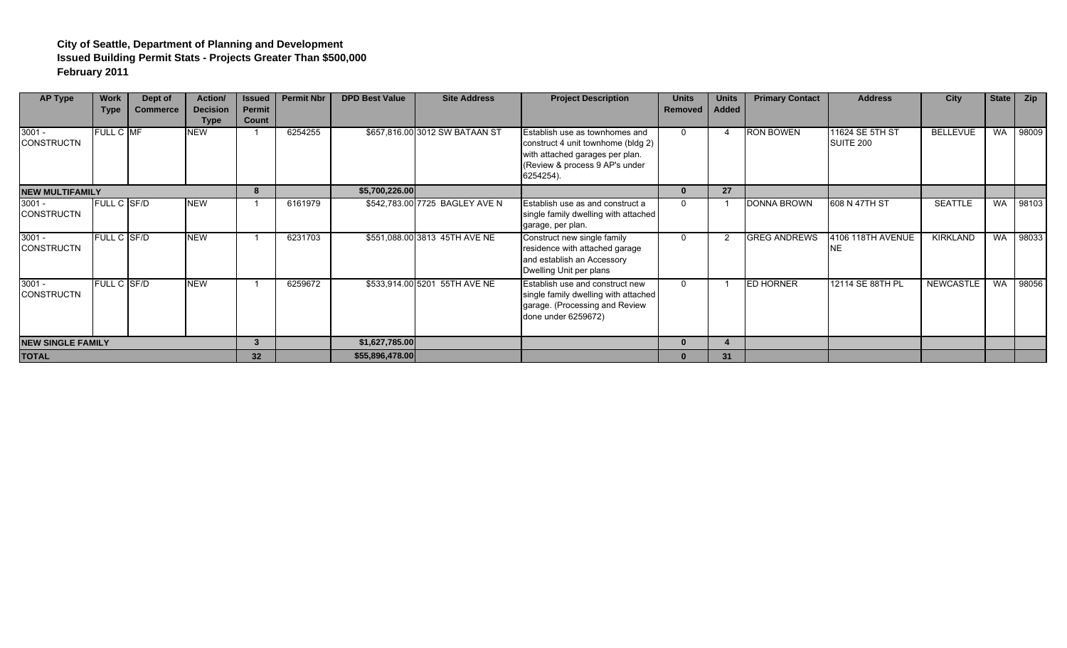**City of Seattle, Department of Planning and Development**
**Issued Building Permit Stats - Projects Greater Than $500,000**
**February 2011**

| AP Type | Work Type | Dept of Commerce | Action/ Decision Type | Issued Permit Count | Permit Nbr | DPD Best Value | Site Address | Project Description | Units Removed | Units Added | Primary Contact | Address | City | State | Zip |
|---|---|---|---|---|---|---|---|---|---|---|---|---|---|---|---|
| 3001 - CONSTRUCTN | FULL C | MF | NEW | 1 | 6254255 | $657,816.00 | 3012 SW BATAAN ST | Establish use as townhomes and construct 4 unit townhome (bldg 2) with attached garages per plan. (Review & process 9 AP's under 6254254). | 0 | 4 | RON BOWEN | 11624 SE 5TH ST SUITE 200 | BELLEVUE | WA | 98009 |
| **NEW MULTIFAMILY** | | | | **8** | | **$5,700,226.00** | | | **0** | **27** | | | | | |
| 3001 - CONSTRUCTN | FULL C | SF/D | NEW | 1 | 6161979 | $542,783.00 | 7725 BAGLEY AVE N | Establish use as and construct a single family dwelling with attached garage, per plan. | 0 | 1 | DONNA BROWN | 608 N 47TH ST | SEATTLE | WA | 98103 |
| 3001 - CONSTRUCTN | FULL C | SF/D | NEW | 1 | 6231703 | $551,088.00 | 3813 45TH AVE NE | Construct new single family residence with attached garage and establish an Accessory Dwelling Unit per plans | 0 | 2 | GREG ANDREWS | 4106 118TH AVENUE NE | KIRKLAND | WA | 98033 |
| 3001 - CONSTRUCTN | FULL C | SF/D | NEW | 1 | 6259672 | $533,914.00 | 5201 55TH AVE NE | Establish use and construct new single family dwelling with attached garage. (Processing and Review done under 6259672) | 0 | 1 | ED HORNER | 12114 SE 88TH PL | NEWCASTLE | WA | 98056 |
| **NEW SINGLE FAMILY** | | | | **3** | | **$1,627,785.00** | | | **0** | **4** | | | | | |
| **TOTAL** | | | | **32** | | **$55,896,478.00** | | | **0** | **31** | | | | | |